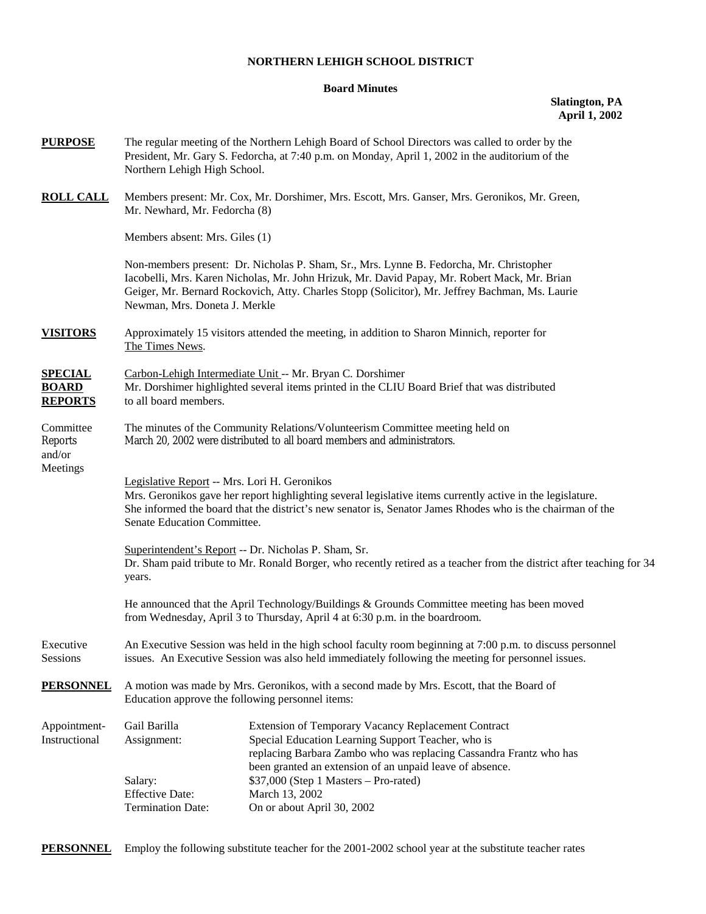**NORTHERN LEHIGH SCHOOL DISTRICT**

**Board Minutes**

**Slatington, PA**
**April 1, 2002**

**PURPOSE** The regular meeting of the Northern Lehigh Board of School Directors was called to order by the President, Mr. Gary S. Fedorcha, at 7:40 p.m. on Monday, April 1, 2002 in the auditorium of the Northern Lehigh High School.

**ROLL CALL** Members present: Mr. Cox, Mr. Dorshimer, Mrs. Escott, Mrs. Ganser, Mrs. Geronikos, Mr. Green, Mr. Newhard, Mr. Fedorcha (8)

Members absent: Mrs. Giles (1)

Non-members present: Dr. Nicholas P. Sham, Sr., Mrs. Lynne B. Fedorcha, Mr. Christopher Iacobelli, Mrs. Karen Nicholas, Mr. John Hrizuk, Mr. David Papay, Mr. Robert Mack, Mr. Brian Geiger, Mr. Bernard Rockovich, Atty. Charles Stopp (Solicitor), Mr. Jeffrey Bachman, Ms. Laurie Newman, Mrs. Doneta J. Merkle

**VISITORS** Approximately 15 visitors attended the meeting, in addition to Sharon Minnich, reporter for The Times News.

**SPECIAL BOARD REPORTS**

Carbon-Lehigh Intermediate Unit -- Mr. Bryan C. Dorshimer
Mr. Dorshimer highlighted several items printed in the CLIU Board Brief that was distributed to all board members.

Committee Reports and/or Meetings

The minutes of the Community Relations/Volunteerism Committee meeting held on March 20, 2002 were distributed to all board members and administrators.

Legislative Report -- Mrs. Lori H. Geronikos
Mrs. Geronikos gave her report highlighting several legislative items currently active in the legislature. She informed the board that the district's new senator is, Senator James Rhodes who is the chairman of the Senate Education Committee.

Superintendent's Report -- Dr. Nicholas P. Sham, Sr.
Dr. Sham paid tribute to Mr. Ronald Borger, who recently retired as a teacher from the district after teaching for 34 years.

He announced that the April Technology/Buildings & Grounds Committee meeting has been moved from Wednesday, April 3 to Thursday, April 4 at 6:30 p.m. in the boardroom.

Executive Sessions

An Executive Session was held in the high school faculty room beginning at 7:00 p.m. to discuss personnel issues. An Executive Session was also held immediately following the meeting for personnel issues.

**PERSONNEL** A motion was made by Mrs. Geronikos, with a second made by Mrs. Escott, that the Board of Education approve the following personnel items:

Appointment-Instructional

| | |
|---|---|
| Gail Barilla | Extension of Temporary Vacancy Replacement Contract |
| Assignment: | Special Education Learning Support Teacher, who is replacing Barbara Zambo who was replacing Cassandra Frantz who has been granted an extension of an unpaid leave of absence. |
| Salary: | $37,000 (Step 1 Masters – Pro-rated) |
| Effective Date: | March 13, 2002 |
| Termination Date: | On or about April 30, 2002 |

**PERSONNEL** Employ the following substitute teacher for the 2001-2002 school year at the substitute teacher rates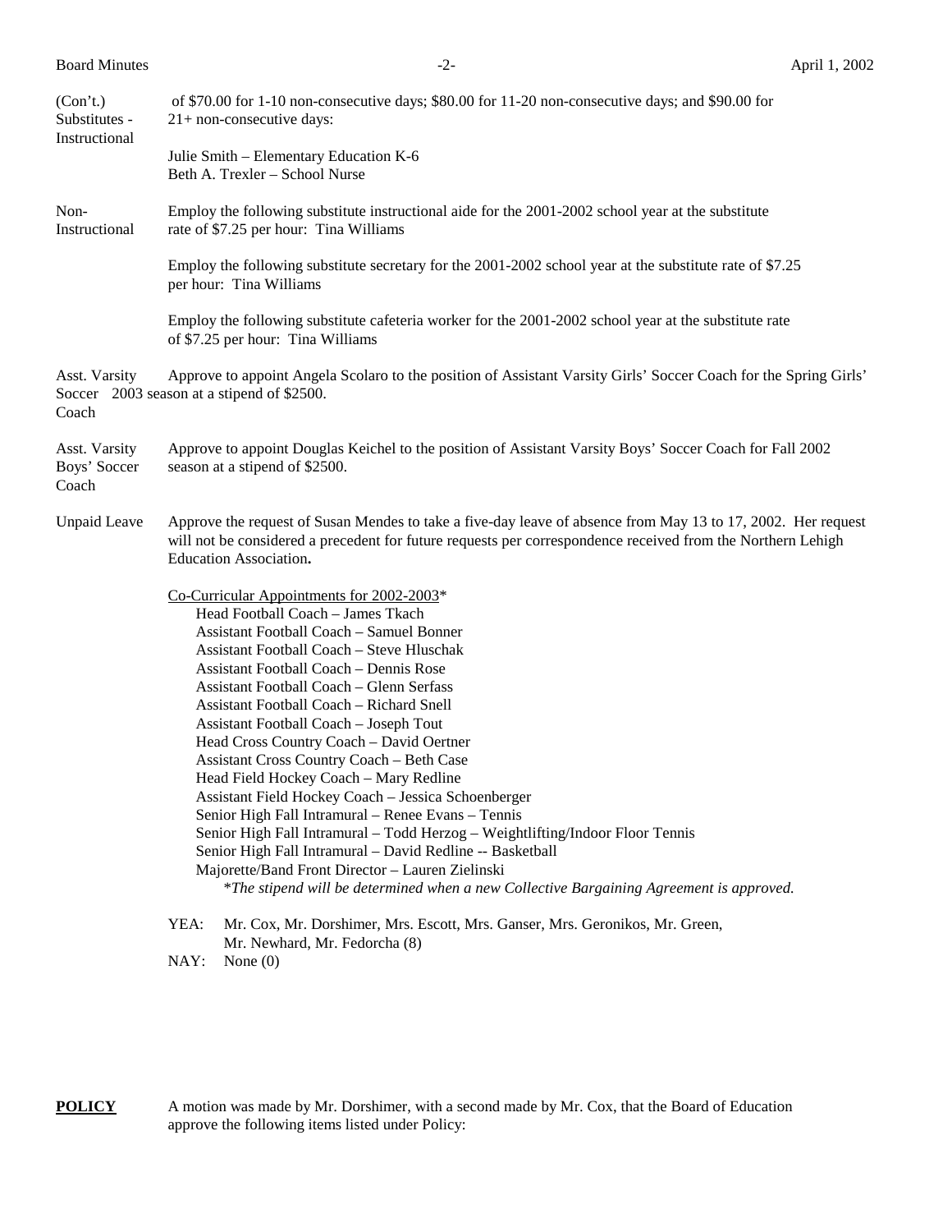(Con't.) Substitutes - Instructional

of $70.00 for 1-10 non-consecutive days; $80.00 for 11-20 non-consecutive days; and $90.00 for 21+ non-consecutive days:

Julie Smith – Elementary Education K-6
Beth A. Trexler – School Nurse

Non-Instructional

Employ the following substitute instructional aide for the 2001-2002 school year at the substitute rate of $7.25 per hour: Tina Williams

Employ the following substitute secretary for the 2001-2002 school year at the substitute rate of $7.25 per hour: Tina Williams

Employ the following substitute cafeteria worker for the 2001-2002 school year at the substitute rate of $7.25 per hour: Tina Williams

Asst. Varsity Soccer Coach

Approve to appoint Angela Scolaro to the position of Assistant Varsity Girls' Soccer Coach for the Spring Girls' 2003 season at a stipend of $2500.

Asst. Varsity Boys' Soccer Coach

Approve to appoint Douglas Keichel to the position of Assistant Varsity Boys' Soccer Coach for Fall 2002 season at a stipend of $2500.

Unpaid Leave

Approve the request of Susan Mendes to take a five-day leave of absence from May 13 to 17, 2002. Her request will not be considered a precedent for future requests per correspondence received from the Northern Lehigh Education Association**.**

Co-Curricular Appointments for 2002-2003*

Head Football Coach – James Tkach
Assistant Football Coach – Samuel Bonner
Assistant Football Coach – Steve Hluschak
Assistant Football Coach – Dennis Rose
Assistant Football Coach – Glenn Serfass
Assistant Football Coach – Richard Snell
Assistant Football Coach – Joseph Tout
Head Cross Country Coach – David Oertner
Assistant Cross Country Coach – Beth Case
Head Field Hockey Coach – Mary Redline
Assistant Field Hockey Coach – Jessica Schoenberger
Senior High Fall Intramural – Renee Evans – Tennis
Senior High Fall Intramural – Todd Herzog – Weightlifting/Indoor Floor Tennis
Senior High Fall Intramural – David Redline -- Basketball
Majorette/Band Front Director – Lauren Zielinski

*\*The stipend will be determined when a new Collective Bargaining Agreement is approved.*

YEA: Mr. Cox, Mr. Dorshimer, Mrs. Escott, Mrs. Ganser, Mrs. Geronikos, Mr. Green, Mr. Newhard, Mr. Fedorcha (8)
NAY: None (0)

**POLICY**

A motion was made by Mr. Dorshimer, with a second made by Mr. Cox, that the Board of Education approve the following items listed under Policy: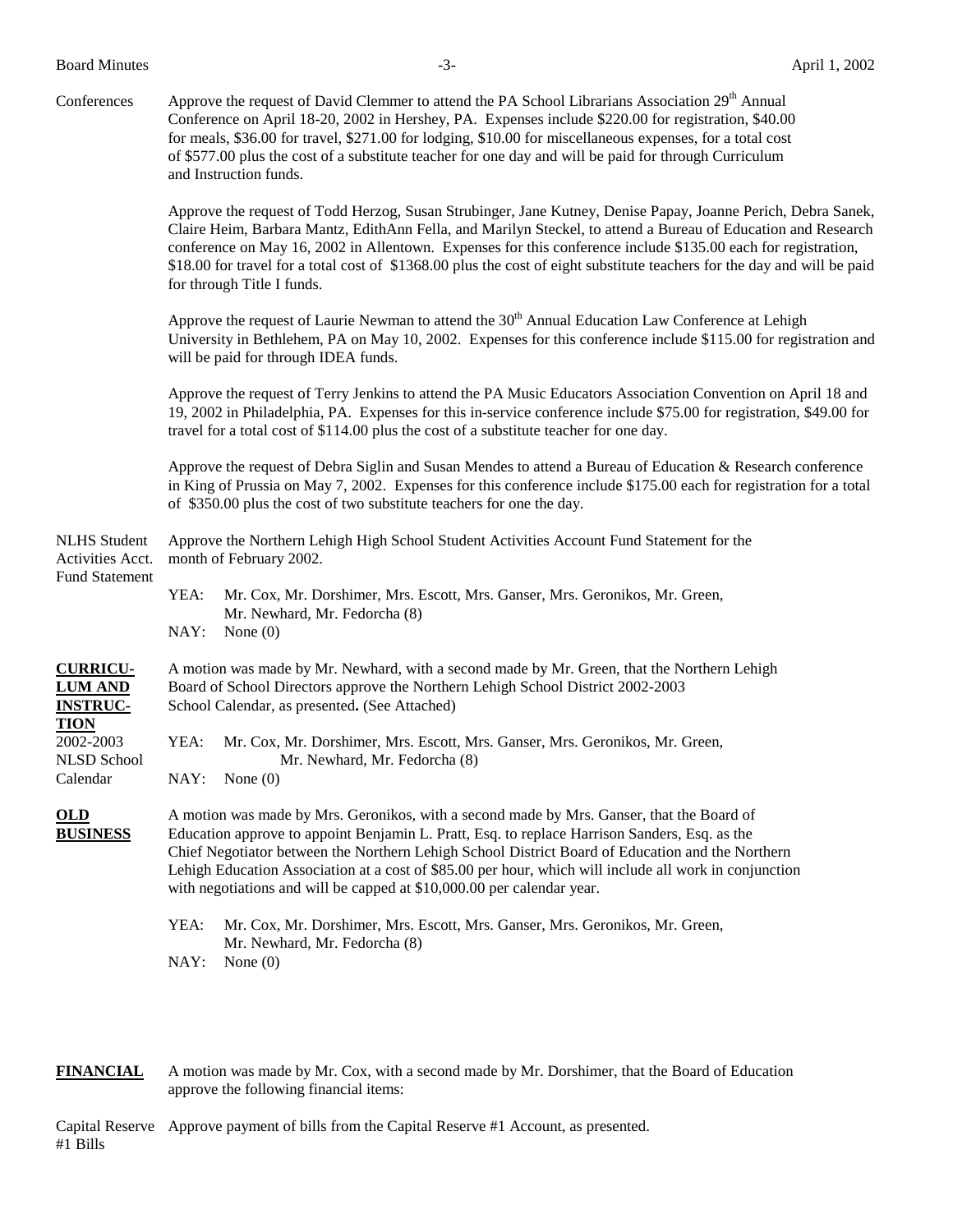**Conferences**

Approve the request of David Clemmer to attend the PA School Librarians Association 29th Annual Conference on April 18-20, 2002 in Hershey, PA. Expenses include \$220.00 for registration, \$40.00 for meals, \$36.00 for travel, \$271.00 for lodging, \$10.00 for miscellaneous expenses, for a total cost of \$577.00 plus the cost of a substitute teacher for one day and will be paid for through Curriculum and Instruction funds.

Approve the request of Todd Herzog, Susan Strubinger, Jane Kutney, Denise Papay, Joanne Perich, Debra Sanek, Claire Heim, Barbara Mantz, EdithAnn Fella, and Marilyn Steckel, to attend a Bureau of Education and Research conference on May 16, 2002 in Allentown. Expenses for this conference include \$135.00 each for registration, \$18.00 for travel for a total cost of \$1368.00 plus the cost of eight substitute teachers for the day and will be paid for through Title I funds.

Approve the request of Laurie Newman to attend the 30th Annual Education Law Conference at Lehigh University in Bethlehem, PA on May 10, 2002. Expenses for this conference include \$115.00 for registration and will be paid for through IDEA funds.

Approve the request of Terry Jenkins to attend the PA Music Educators Association Convention on April 18 and 19, 2002 in Philadelphia, PA. Expenses for this in-service conference include \$75.00 for registration, \$49.00 for travel for a total cost of \$114.00 plus the cost of a substitute teacher for one day.

Approve the request of Debra Siglin and Susan Mendes to attend a Bureau of Education & Research conference in King of Prussia on May 7, 2002. Expenses for this conference include \$175.00 each for registration for a total of \$350.00 plus the cost of two substitute teachers for one the day.

**NLHS Student Activities Acct. Fund Statement**

Approve the Northern Lehigh High School Student Activities Account Fund Statement for the month of February 2002.

YEA: Mr. Cox, Mr. Dorshimer, Mrs. Escott, Mrs. Ganser, Mrs. Geronikos, Mr. Green, Mr. Newhard, Mr. Fedorcha (8)
NAY: None (0)

## CURRICULUM AND INSTRUCTION

**2002-2003 NLSD School Calendar**

A motion was made by Mr. Newhard, with a second made by Mr. Green, that the Northern Lehigh Board of School Directors approve the Northern Lehigh School District 2002-2003 School Calendar, as presented**.** (See Attached)

YEA: Mr. Cox, Mr. Dorshimer, Mrs. Escott, Mrs. Ganser, Mrs. Geronikos, Mr. Green, Mr. Newhard, Mr. Fedorcha (8)
NAY: None (0)

## OLD BUSINESS

A motion was made by Mrs. Geronikos, with a second made by Mrs. Ganser, that the Board of Education approve to appoint Benjamin L. Pratt, Esq. to replace Harrison Sanders, Esq. as the Chief Negotiator between the Northern Lehigh School District Board of Education and the Northern Lehigh Education Association at a cost of \$85.00 per hour, which will include all work in conjunction with negotiations and will be capped at \$10,000.00 per calendar year.

YEA: Mr. Cox, Mr. Dorshimer, Mrs. Escott, Mrs. Ganser, Mrs. Geronikos, Mr. Green, Mr. Newhard, Mr. Fedorcha (8)
NAY: None (0)

## FINANCIAL

A motion was made by Mr. Cox, with a second made by Mr. Dorshimer, that the Board of Education approve the following financial items:

**Capital Reserve #1 Bills**

Approve payment of bills from the Capital Reserve #1 Account, as presented.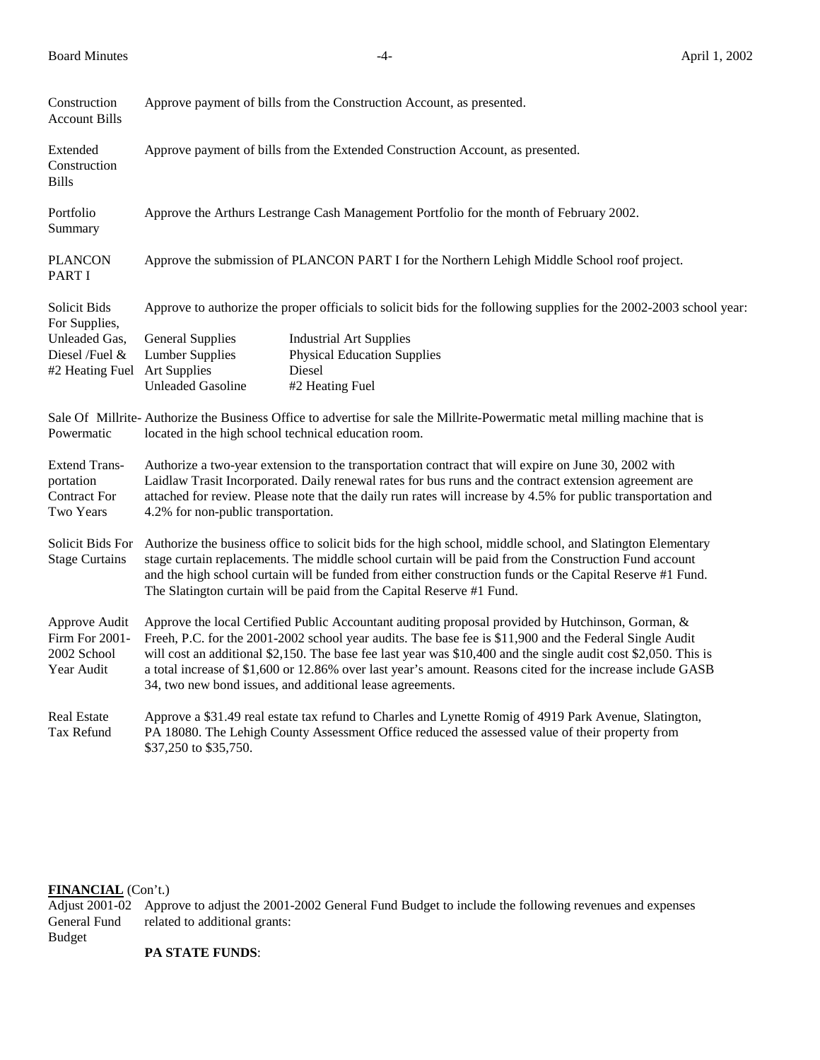**Construction Account Bills** — Approve payment of bills from the Construction Account, as presented.

**Extended Construction Bills** — Approve payment of bills from the Extended Construction Account, as presented.

**Portfolio Summary** — Approve the Arthurs Lestrange Cash Management Portfolio for the month of February 2002.

**PLANCON PART I** — Approve the submission of PLANCON PART I for the Northern Lehigh Middle School roof project.

**Solicit Bids For Supplies, Unleaded Gas, Diesel /Fuel & #2 Heating Fuel** — Approve to authorize the proper officials to solicit bids for the following supplies for the 2002-2003 school year:

| | |
|---|---|
| General Supplies | Industrial Art Supplies |
| Lumber Supplies | Physical Education Supplies |
| Art Supplies | Diesel |
| Unleaded Gasoline | #2 Heating Fuel |

**Sale Of Millrite-Powermatic** — Authorize the Business Office to advertise for sale the Millrite-Powermatic metal milling machine that is located in the high school technical education room.

**Extend Transportation Contract For Two Years** — Authorize a two-year extension to the transportation contract that will expire on June 30, 2002 with Laidlaw Trasit Incorporated. Daily renewal rates for bus runs and the contract extension agreement are attached for review. Please note that the daily run rates will increase by 4.5% for public transportation and 4.2% for non-public transportation.

**Solicit Bids For Stage Curtains** — Authorize the business office to solicit bids for the high school, middle school, and Slatington Elementary stage curtain replacements. The middle school curtain will be paid from the Construction Fund account and the high school curtain will be funded from either construction funds or the Capital Reserve #1 Fund. The Slatington curtain will be paid from the Capital Reserve #1 Fund.

**Approve Audit Firm For 2001-2002 School Year Audit** — Approve the local Certified Public Accountant auditing proposal provided by Hutchinson, Gorman, & Freeh, P.C. for the 2001-2002 school year audits. The base fee is $11,900 and the Federal Single Audit will cost an additional $2,150. The base fee last year was $10,400 and the single audit cost $2,050. This is a total increase of $1,600 or 12.86% over last year's amount. Reasons cited for the increase include GASB 34, two new bond issues, and additional lease agreements.

**Real Estate Tax Refund** — Approve a $31.49 real estate tax refund to Charles and Lynette Romig of 4919 Park Avenue, Slatington, PA 18080. The Lehigh County Assessment Office reduced the assessed value of their property from $37,250 to $35,750.

**FINANCIAL** (Con't.)

**Adjust 2001-02 General Fund Budget** — Approve to adjust the 2001-2002 General Fund Budget to include the following revenues and expenses related to additional grants:

**PA STATE FUNDS**: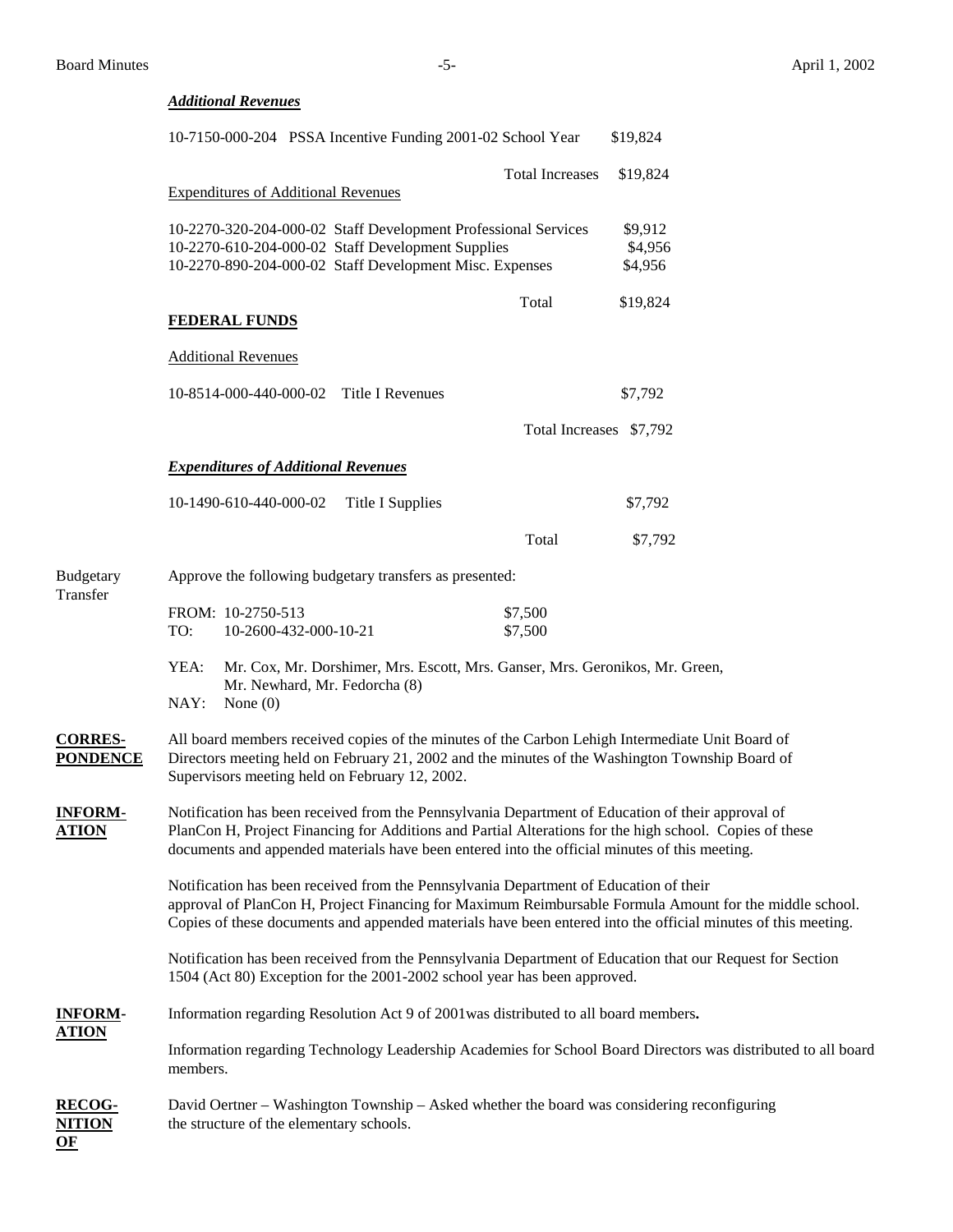***Additional Revenues***

| | | |
|---|---|---|
| 10-7150-000-204 | PSSA Incentive Funding 2001-02 School Year | $19,824 |
| | Total Increases | $19,824 |

Expenditures of Additional Revenues

| | | |
|---|---|---|
| 10-2270-320-204-000-02 | Staff Development Professional Services | $9,912 |
| 10-2270-610-204-000-02 | Staff Development Supplies | $4,956 |
| 10-2270-890-204-000-02 | Staff Development Misc. Expenses | $4,956 |
| | Total | $19,824 |

**FEDERAL FUNDS**

Additional Revenues

| | | |
|---|---|---|
| 10-8514-000-440-000-02 | Title I Revenues | $7,792 |
| | Total Increases | $7,792 |

***Expenditures of Additional Revenues***

| | | |
|---|---|---|
| 10-1490-610-440-000-02 | Title I Supplies | $7,792 |
| | Total | $7,792 |

Budgetary Transfer

Approve the following budgetary transfers as presented:

| | | |
|---|---|---|
| FROM: | 10-2750-513 | $7,500 |
| TO: | 10-2600-432-000-10-21 | $7,500 |

YEA: Mr. Cox, Mr. Dorshimer, Mrs. Escott, Mrs. Ganser, Mrs. Geronikos, Mr. Green, Mr. Newhard, Mr. Fedorcha (8)
NAY: None (0)

**CORRES-PONDENCE**

All board members received copies of the minutes of the Carbon Lehigh Intermediate Unit Board of Directors meeting held on February 21, 2002 and the minutes of the Washington Township Board of Supervisors meeting held on February 12, 2002.

**INFORM-ATION**

Notification has been received from the Pennsylvania Department of Education of their approval of PlanCon H, Project Financing for Additions and Partial Alterations for the high school. Copies of these documents and appended materials have been entered into the official minutes of this meeting.

Notification has been received from the Pennsylvania Department of Education of their approval of PlanCon H, Project Financing for Maximum Reimbursable Formula Amount for the middle school. Copies of these documents and appended materials have been entered into the official minutes of this meeting.

Notification has been received from the Pennsylvania Department of Education that our Request for Section 1504 (Act 80) Exception for the 2001-2002 school year has been approved.

**INFORM-ATION**

Information regarding Resolution Act 9 of 2001was distributed to all board members**.**

Information regarding Technology Leadership Academies for School Board Directors was distributed to all board members.

**RECOG-NITION OF**

David Oertner – Washington Township – Asked whether the board was considering reconfiguring the structure of the elementary schools.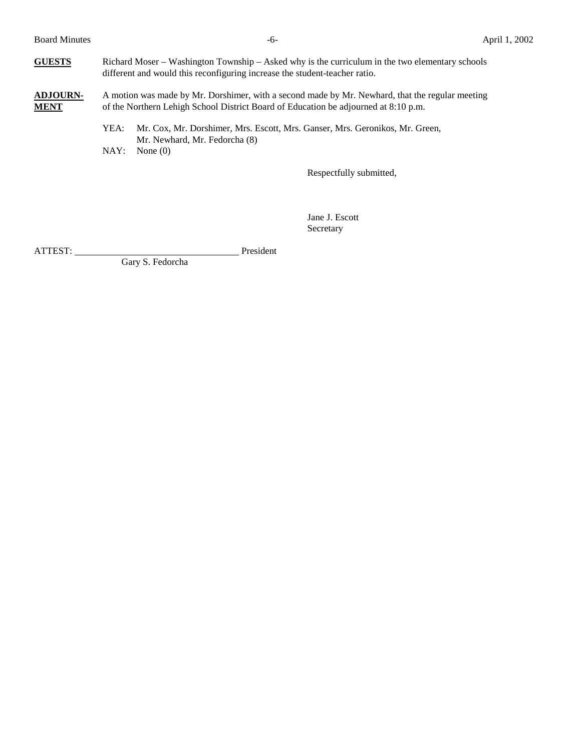**GUESTS**

Richard Moser – Washington Township – Asked why is the curriculum in the two elementary schools different and would this reconfiguring increase the student-teacher ratio.

**ADJOURNMENT**

A motion was made by Mr. Dorshimer, with a second made by Mr. Newhard, that the regular meeting of the Northern Lehigh School District Board of Education be adjourned at 8:10 p.m.

YEA: Mr. Cox, Mr. Dorshimer, Mrs. Escott, Mrs. Ganser, Mrs. Geronikos, Mr. Green, Mr. Newhard, Mr. Fedorcha (8)
NAY: None (0)

Respectfully submitted,

Jane J. Escott
Secretary

ATTEST: ______________________________ President
Gary S. Fedorcha